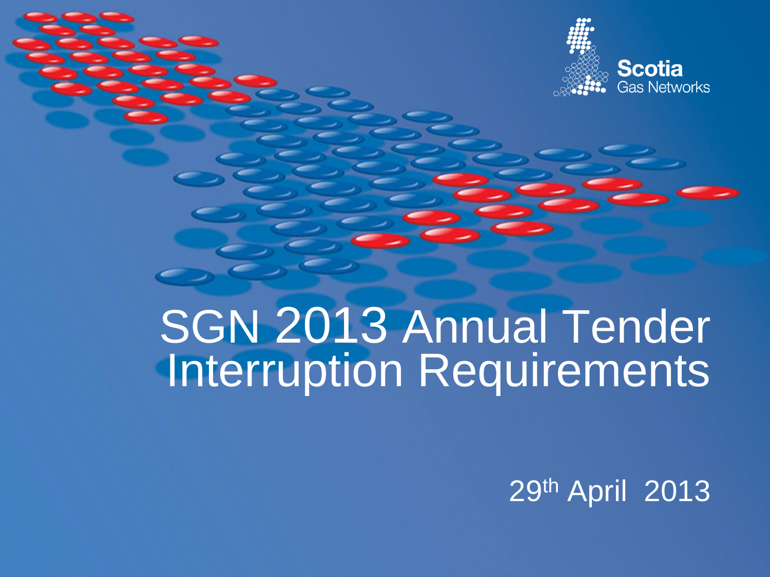Scotia Gas Networks

# SGN 2013 Annual Tender Interruption Requirements

29th April 2013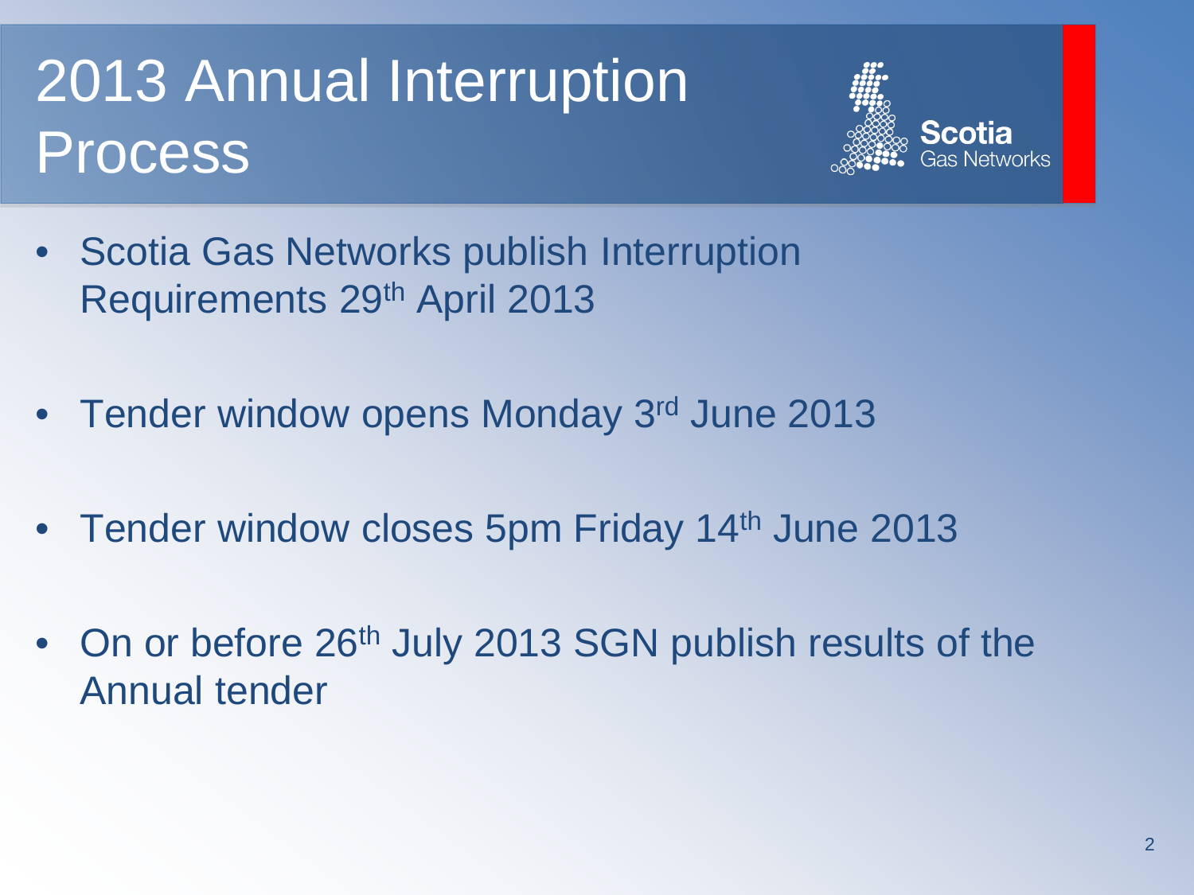# 2013 Annual Interruption Process

Scotia Gas Networks

- Scotia Gas Networks publish Interruption Requirements 29th April 2013
- Tender window opens Monday 3rd June 2013
- Tender window closes 5pm Friday 14th June 2013
- On or before 26th July 2013 SGN publish results of the Annual tender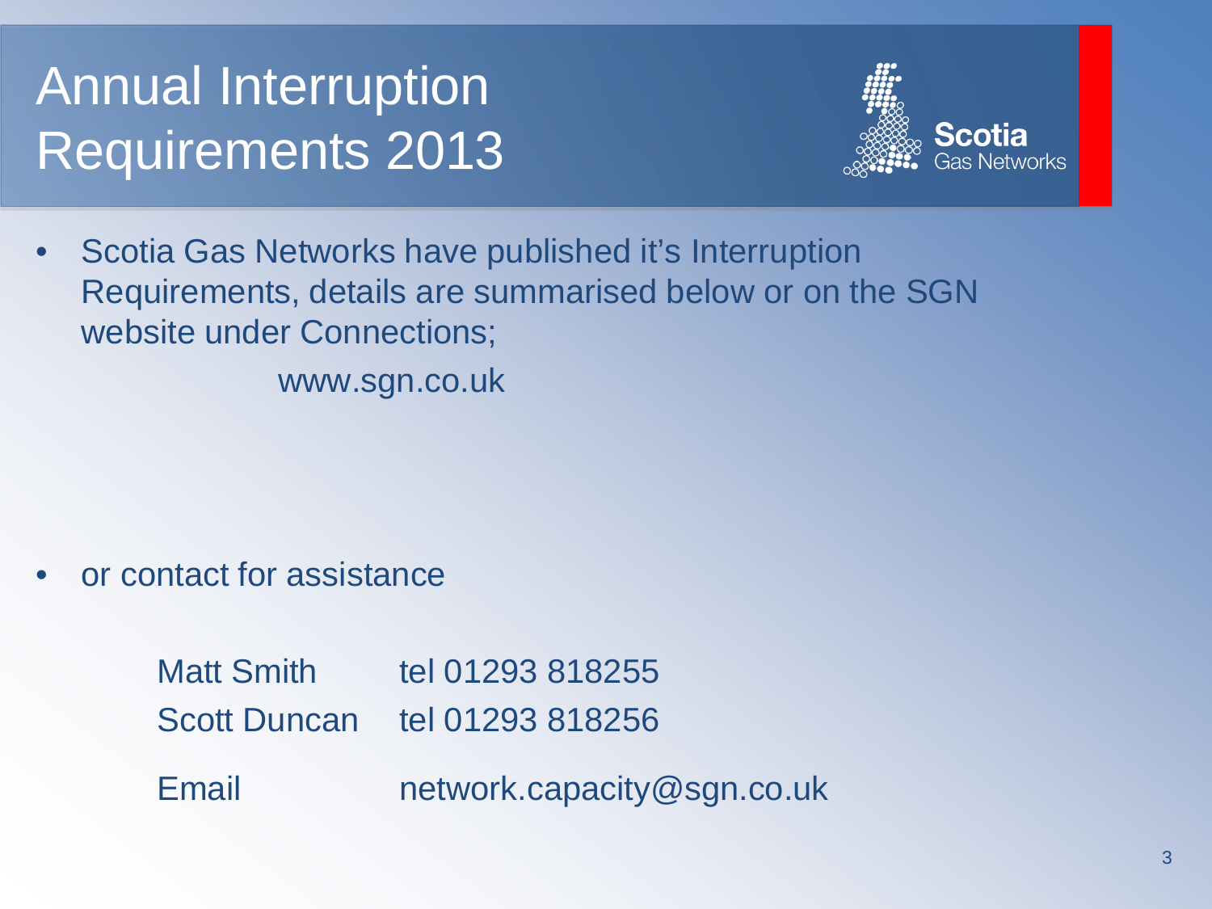# Annual Interruption Requirements 2013

Scotia Gas Networks

- Scotia Gas Networks have published it's Interruption Requirements, details are summarised below or on the SGN website under Connections;

  www.sgn.co.uk

- or contact for assistance

| | |
|---|---|
| Matt Smith | tel 01293 818255 |
| Scott Duncan | tel 01293 818256 |
| Email | network.capacity@sgn.co.uk |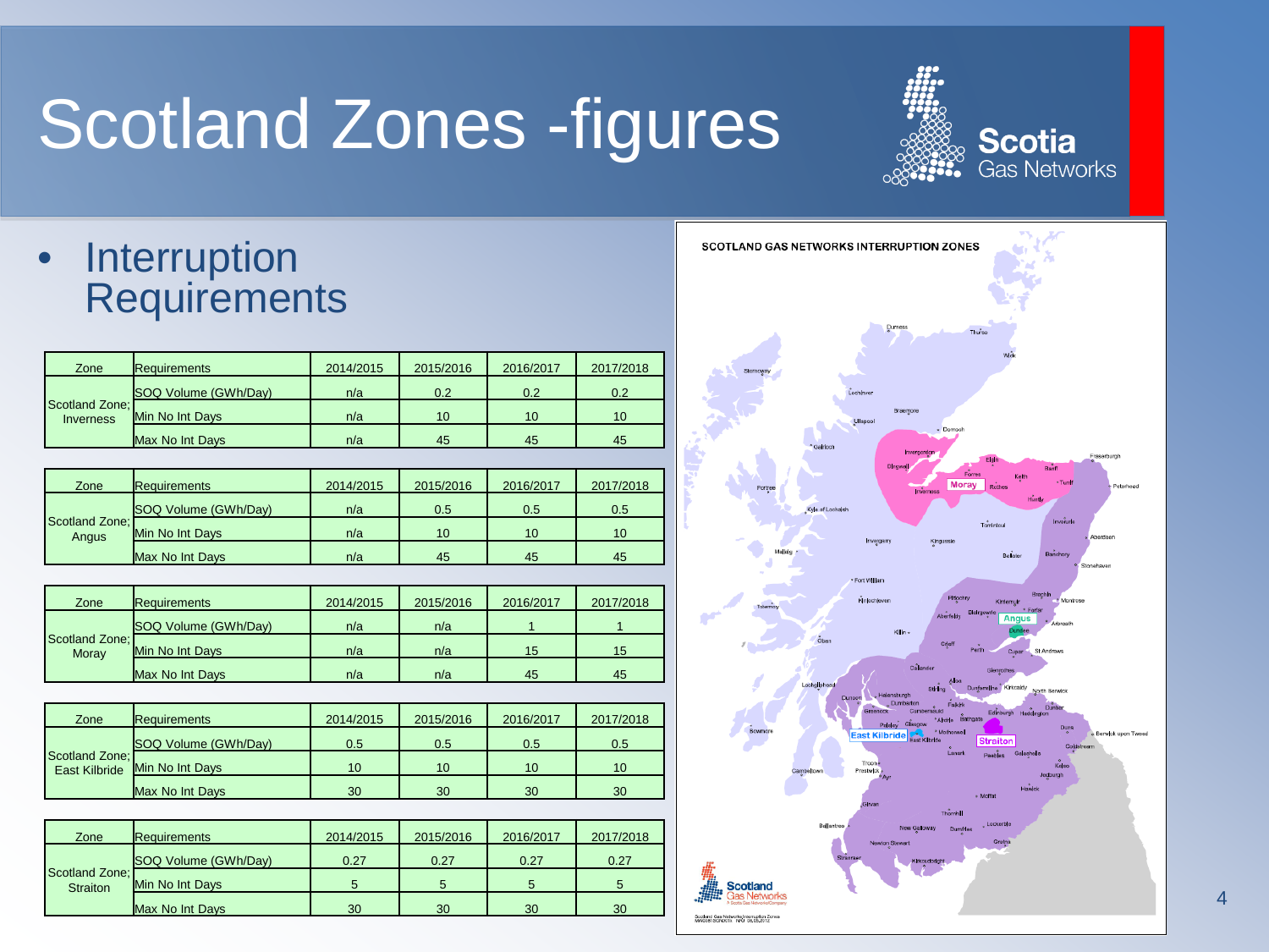# Scotland Zones -figures

- Interruption Requirements

| Zone | Requirements | 2014/2015 | 2015/2016 | 2016/2017 | 2017/2018 |
|---|---|---|---|---|---|
| Scotland Zone; Inverness | SOQ Volume (GWh/Day) | n/a | 0.2 | 0.2 | 0.2 |
| | Min No Int Days | n/a | 10 | 10 | 10 |
| | Max No Int Days | n/a | 45 | 45 | 45 |

| Zone | Requirements | 2014/2015 | 2015/2016 | 2016/2017 | 2017/2018 |
|---|---|---|---|---|---|
| Scotland Zone; Angus | SOQ Volume (GWh/Day) | n/a | 0.5 | 0.5 | 0.5 |
| | Min No Int Days | n/a | 10 | 10 | 10 |
| | Max No Int Days | n/a | 45 | 45 | 45 |

| Zone | Requirements | 2014/2015 | 2015/2016 | 2016/2017 | 2017/2018 |
|---|---|---|---|---|---|
| Scotland Zone; Moray | SOQ Volume (GWh/Day) | n/a | n/a | 1 | 1 |
| | Min No Int Days | n/a | n/a | 15 | 15 |
| | Max No Int Days | n/a | n/a | 45 | 45 |

| Zone | Requirements | 2014/2015 | 2015/2016 | 2016/2017 | 2017/2018 |
|---|---|---|---|---|---|
| Scotland Zone; East Kilbride | SOQ Volume (GWh/Day) | 0.5 | 0.5 | 0.5 | 0.5 |
| | Min No Int Days | 10 | 10 | 10 | 10 |
| | Max No Int Days | 30 | 30 | 30 | 30 |

| Zone | Requirements | 2014/2015 | 2015/2016 | 2016/2017 | 2017/2018 |
|---|---|---|---|---|---|
| Scotland Zone; Straiton | SOQ Volume (GWh/Day) | 0.27 | 0.27 | 0.27 | 0.27 |
| | Min No Int Days | 5 | 5 | 5 | 5 |
| | Max No Int Days | 30 | 30 | 30 | 30 |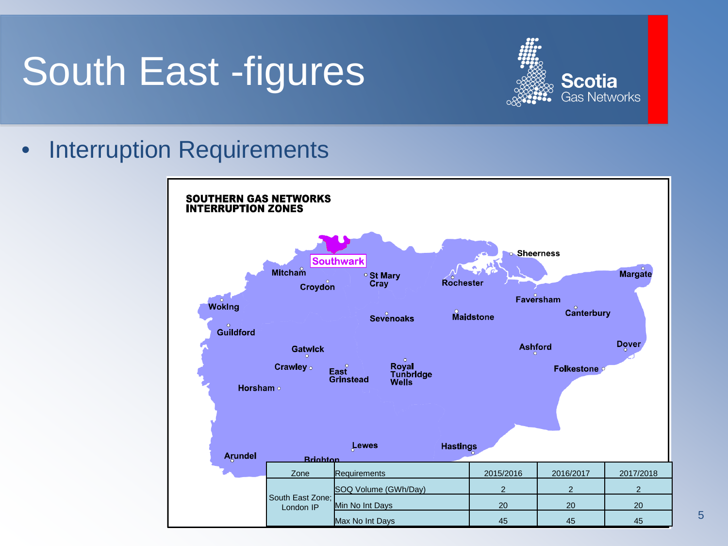# South East -figures

- Interruption Requirements

SOUTHERN GAS NETWORKS
INTERRUPTION ZONES

Southwark
Mitcham
Croydon
St Mary Cray
Rochester
Sheerness
Margate
Faversham
Canterbury
Woking
Guildford
Sevenoaks
Maidstone
Gatwick
Ashford
Dover
Crawley
East Grinstead
Royal Tunbridge Wells
Folkestone
Horsham
Lewes
Hastings
Arundel
Brighton

| Zone | Requirements | 2015/2016 | 2016/2017 | 2017/2018 |
|---|---|---|---|---|
| South East Zone; London IP | SOQ Volume (GWh/Day) | 2 | 2 | 2 |
| | Min No Int Days | 20 | 20 | 20 |
| | Max No Int Days | 45 | 45 | 45 |